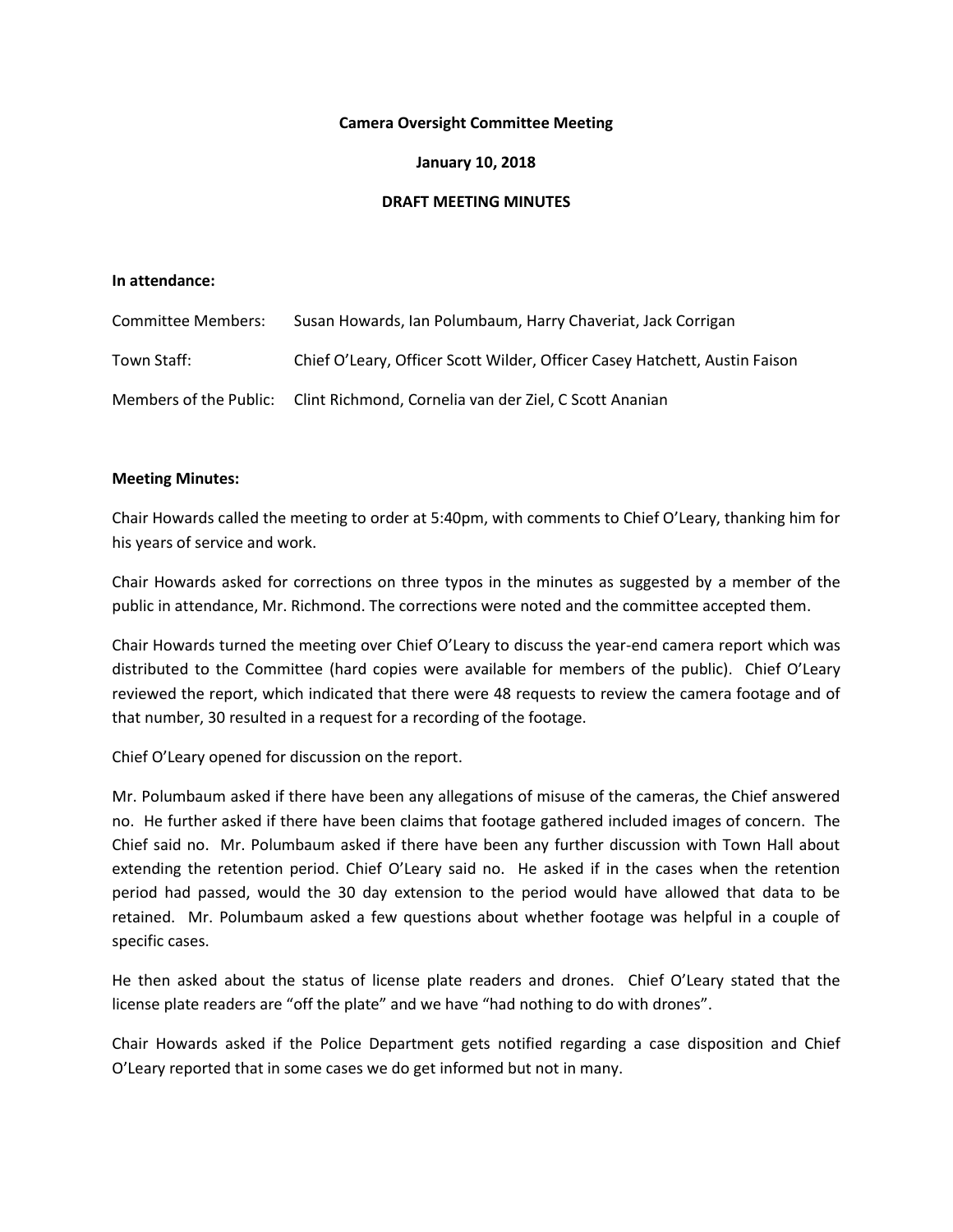**Camera Oversight Committee Meeting**

**January 10, 2018**

**DRAFT MEETING MINUTES**

**In attendance:**

Committee Members: Susan Howards, Ian Polumbaum, Harry Chaveriat, Jack Corrigan

Town Staff: Chief O'Leary, Officer Scott Wilder, Officer Casey Hatchett, Austin Faison

Members of the Public: Clint Richmond, Cornelia van der Ziel, C Scott Ananian

**Meeting Minutes:**

Chair Howards called the meeting to order at 5:40pm, with comments to Chief O'Leary, thanking him for his years of service and work.

Chair Howards asked for corrections on three typos in the minutes as suggested by a member of the public in attendance, Mr. Richmond. The corrections were noted and the committee accepted them.

Chair Howards turned the meeting over Chief O'Leary to discuss the year-end camera report which was distributed to the Committee (hard copies were available for members of the public). Chief O'Leary reviewed the report, which indicated that there were 48 requests to review the camera footage and of that number, 30 resulted in a request for a recording of the footage.

Chief O'Leary opened for discussion on the report.

Mr. Polumbaum asked if there have been any allegations of misuse of the cameras, the Chief answered no. He further asked if there have been claims that footage gathered included images of concern. The Chief said no. Mr. Polumbaum asked if there have been any further discussion with Town Hall about extending the retention period. Chief O'Leary said no. He asked if in the cases when the retention period had passed, would the 30 day extension to the period would have allowed that data to be retained. Mr. Polumbaum asked a few questions about whether footage was helpful in a couple of specific cases.

He then asked about the status of license plate readers and drones. Chief O'Leary stated that the license plate readers are "off the plate" and we have "had nothing to do with drones".

Chair Howards asked if the Police Department gets notified regarding a case disposition and Chief O'Leary reported that in some cases we do get informed but not in many.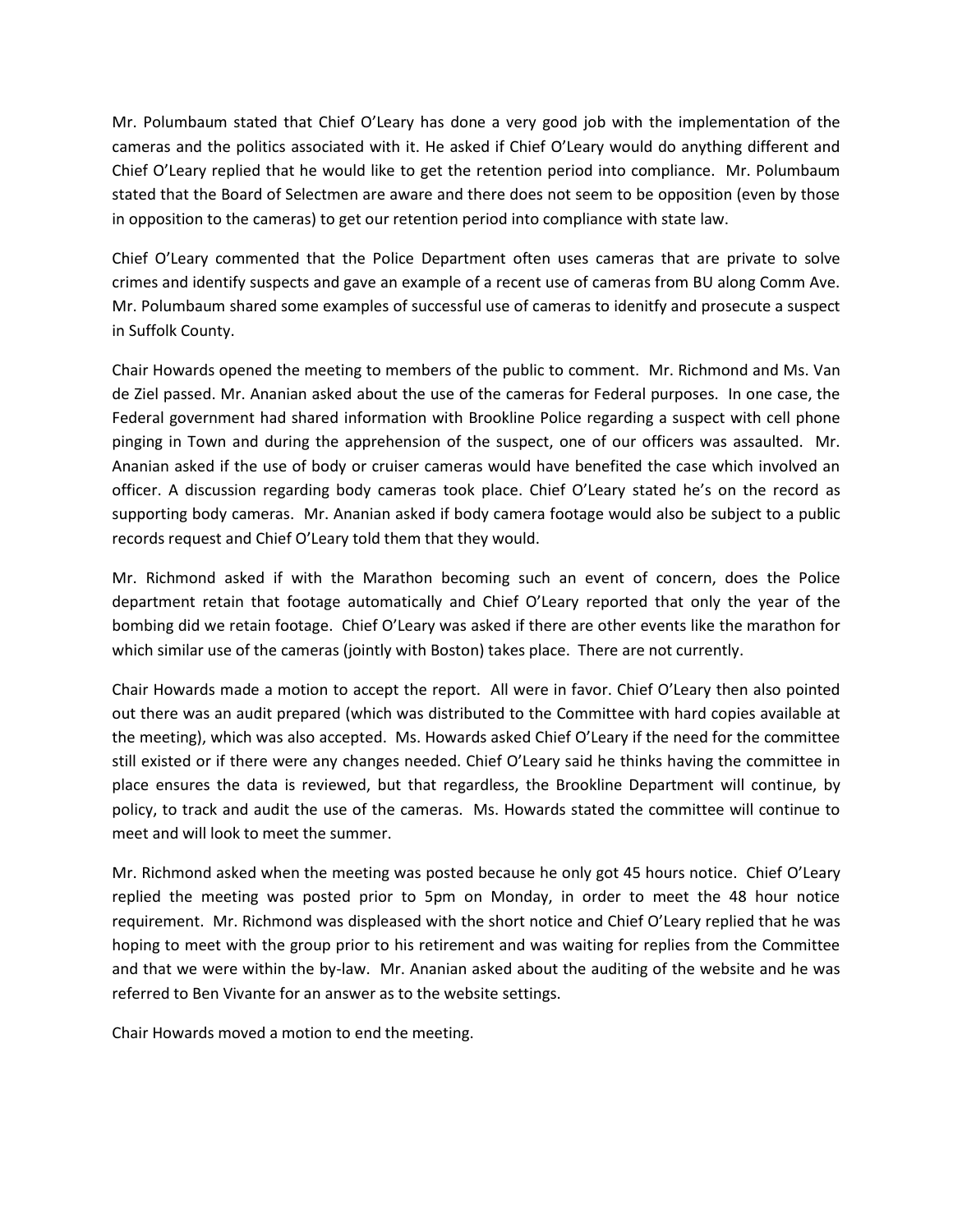Mr. Polumbaum stated that Chief O'Leary has done a very good job with the implementation of the cameras and the politics associated with it. He asked if Chief O'Leary would do anything different and Chief O'Leary replied that he would like to get the retention period into compliance. Mr. Polumbaum stated that the Board of Selectmen are aware and there does not seem to be opposition (even by those in opposition to the cameras) to get our retention period into compliance with state law.

Chief O'Leary commented that the Police Department often uses cameras that are private to solve crimes and identify suspects and gave an example of a recent use of cameras from BU along Comm Ave. Mr. Polumbaum shared some examples of successful use of cameras to idenitfy and prosecute a suspect in Suffolk County.

Chair Howards opened the meeting to members of the public to comment. Mr. Richmond and Ms. Van de Ziel passed. Mr. Ananian asked about the use of the cameras for Federal purposes. In one case, the Federal government had shared information with Brookline Police regarding a suspect with cell phone pinging in Town and during the apprehension of the suspect, one of our officers was assaulted. Mr. Ananian asked if the use of body or cruiser cameras would have benefited the case which involved an officer. A discussion regarding body cameras took place. Chief O'Leary stated he's on the record as supporting body cameras. Mr. Ananian asked if body camera footage would also be subject to a public records request and Chief O'Leary told them that they would.

Mr. Richmond asked if with the Marathon becoming such an event of concern, does the Police department retain that footage automatically and Chief O'Leary reported that only the year of the bombing did we retain footage. Chief O'Leary was asked if there are other events like the marathon for which similar use of the cameras (jointly with Boston) takes place. There are not currently.

Chair Howards made a motion to accept the report. All were in favor. Chief O'Leary then also pointed out there was an audit prepared (which was distributed to the Committee with hard copies available at the meeting), which was also accepted. Ms. Howards asked Chief O'Leary if the need for the committee still existed or if there were any changes needed. Chief O'Leary said he thinks having the committee in place ensures the data is reviewed, but that regardless, the Brookline Department will continue, by policy, to track and audit the use of the cameras. Ms. Howards stated the committee will continue to meet and will look to meet the summer.

Mr. Richmond asked when the meeting was posted because he only got 45 hours notice. Chief O'Leary replied the meeting was posted prior to 5pm on Monday, in order to meet the 48 hour notice requirement. Mr. Richmond was displeased with the short notice and Chief O'Leary replied that he was hoping to meet with the group prior to his retirement and was waiting for replies from the Committee and that we were within the by-law. Mr. Ananian asked about the auditing of the website and he was referred to Ben Vivante for an answer as to the website settings.

Chair Howards moved a motion to end the meeting.